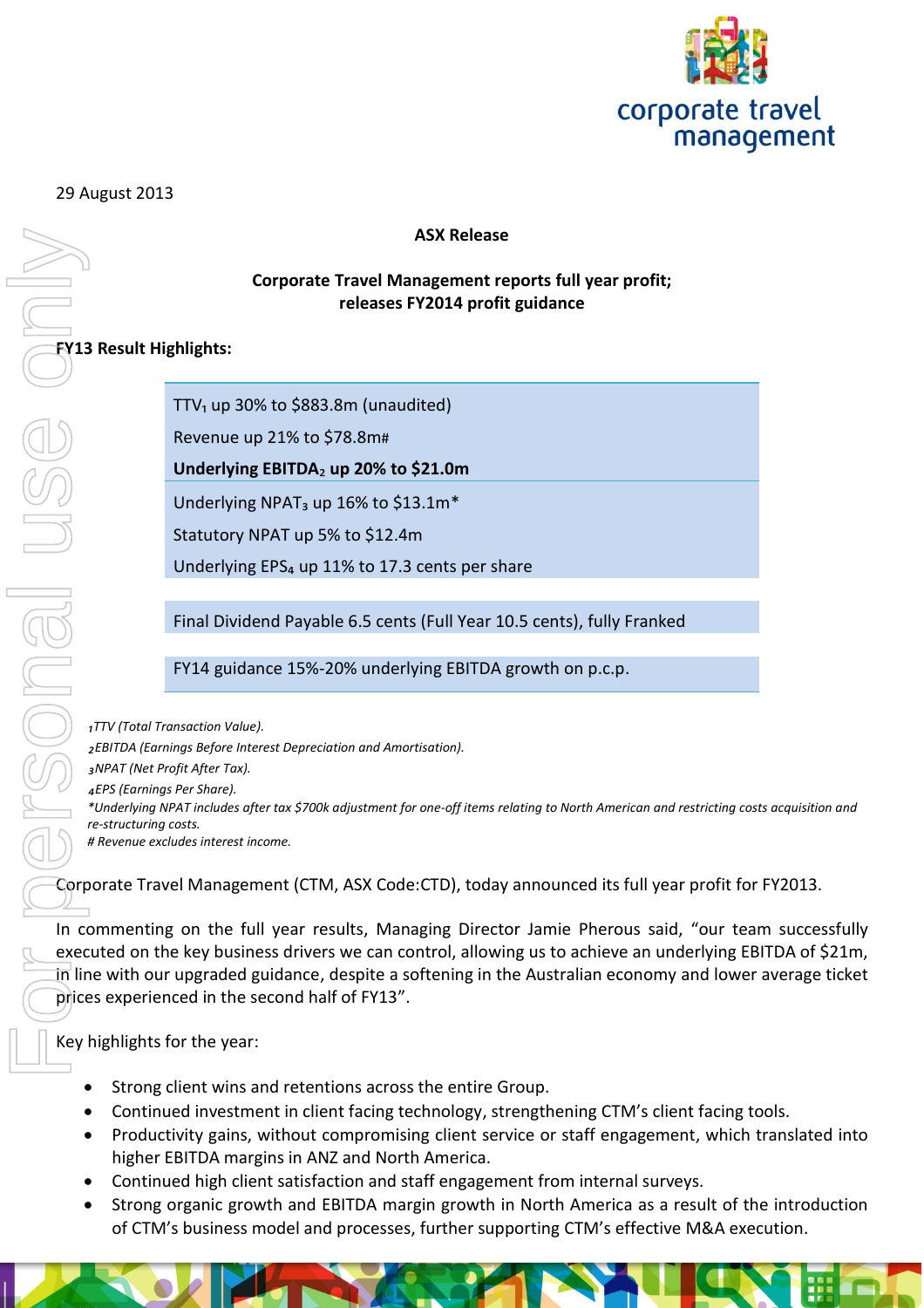29 August 2013

**ASX Release**

**Corporate Travel Management reports full year profit; releases FY2014 profit guidance**

**FY13 Result Highlights:**

| |
|---|
| TTV[1] up 30% to $883.8m (unaudited) |
| Revenue up 21% to $78.8m# |
| **Underlying EBITDA[2] up 20% to $21.0m** |
| Underlying NPAT[3] up 16% to $13.1m* |
| Statutory NPAT up 5% to $12.4m |
| Underlying EPS[4] up 11% to 17.3 cents per share |

| |
|---|
| Final Dividend Payable 6.5 cents (Full Year 10.5 cents), fully Franked |

| |
|---|
| FY14 guidance 15%-20% underlying EBITDA growth on p.c.p. |

*[1]TTV (Total Transaction Value).*
*[2]EBITDA (Earnings Before Interest Depreciation and Amortisation).*
*[3]NPAT (Net Profit After Tax).*
*[4]EPS (Earnings Per Share).*
**Underlying NPAT includes after tax $700k adjustment for one-off items relating to North American and restricting costs acquisition and re-structuring costs.*
*# Revenue excludes interest income.*

Corporate Travel Management (CTM, ASX Code:CTD), today announced its full year profit for FY2013.

In commenting on the full year results, Managing Director Jamie Pherous said, "our team successfully executed on the key business drivers we can control, allowing us to achieve an underlying EBITDA of $21m, in line with our upgraded guidance, despite a softening in the Australian economy and lower average ticket prices experienced in the second half of FY13".

Key highlights for the year:

- Strong client wins and retentions across the entire Group.
- Continued investment in client facing technology, strengthening CTM's client facing tools.
- Productivity gains, without compromising client service or staff engagement, which translated into higher EBITDA margins in ANZ and North America.
- Continued high client satisfaction and staff engagement from internal surveys.
- Strong organic growth and EBITDA margin growth in North America as a result of the introduction of CTM's business model and processes, further supporting CTM's effective M&A execution.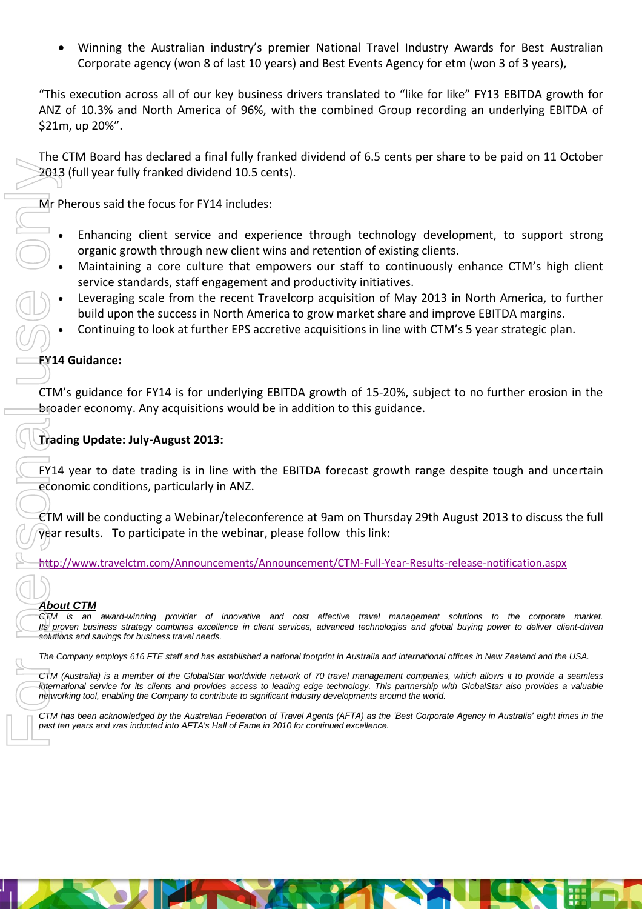- Winning the Australian industry's premier National Travel Industry Awards for Best Australian Corporate agency (won 8 of last 10 years) and Best Events Agency for etm (won 3 of 3 years),

"This execution across all of our key business drivers translated to "like for like" FY13 EBITDA growth for ANZ of 10.3% and North America of 96%, with the combined Group recording an underlying EBITDA of \$21m, up 20%".

The CTM Board has declared a final fully franked dividend of 6.5 cents per share to be paid on 11 October 2013 (full year fully franked dividend 10.5 cents).

Mr Pherous said the focus for FY14 includes:

- Enhancing client service and experience through technology development, to support strong organic growth through new client wins and retention of existing clients.
- Maintaining a core culture that empowers our staff to continuously enhance CTM's high client service standards, staff engagement and productivity initiatives.
- Leveraging scale from the recent Travelcorp acquisition of May 2013 in North America, to further build upon the success in North America to grow market share and improve EBITDA margins.
- Continuing to look at further EPS accretive acquisitions in line with CTM's 5 year strategic plan.

**FY14 Guidance:**

CTM's guidance for FY14 is for underlying EBITDA growth of 15-20%, subject to no further erosion in the broader economy. Any acquisitions would be in addition to this guidance.

**Trading Update: July-August 2013:**

FY14 year to date trading is in line with the EBITDA forecast growth range despite tough and uncertain economic conditions, particularly in ANZ.

CTM will be conducting a Webinar/teleconference at 9am on Thursday 29th August 2013 to discuss the full year results. To participate in the webinar, please follow this link:

http://www.travelctm.com/Announcements/Announcement/CTM-Full-Year-Results-release-notification.aspx

***About CTM***

*CTM is an award-winning provider of innovative and cost effective travel management solutions to the corporate market. Its proven business strategy combines excellence in client services, advanced technologies and global buying power to deliver client-driven solutions and savings for business travel needs.*

*The Company employs 616 FTE staff and has established a national footprint in Australia and international offices in New Zealand and the USA.*

*CTM (Australia) is a member of the GlobalStar worldwide network of 70 travel management companies, which allows it to provide a seamless international service for its clients and provides access to leading edge technology. This partnership with GlobalStar also provides a valuable networking tool, enabling the Company to contribute to significant industry developments around the world.*

*CTM has been acknowledged by the Australian Federation of Travel Agents (AFTA) as the 'Best Corporate Agency in Australia' eight times in the past ten years and was inducted into AFTA's Hall of Fame in 2010 for continued excellence.*